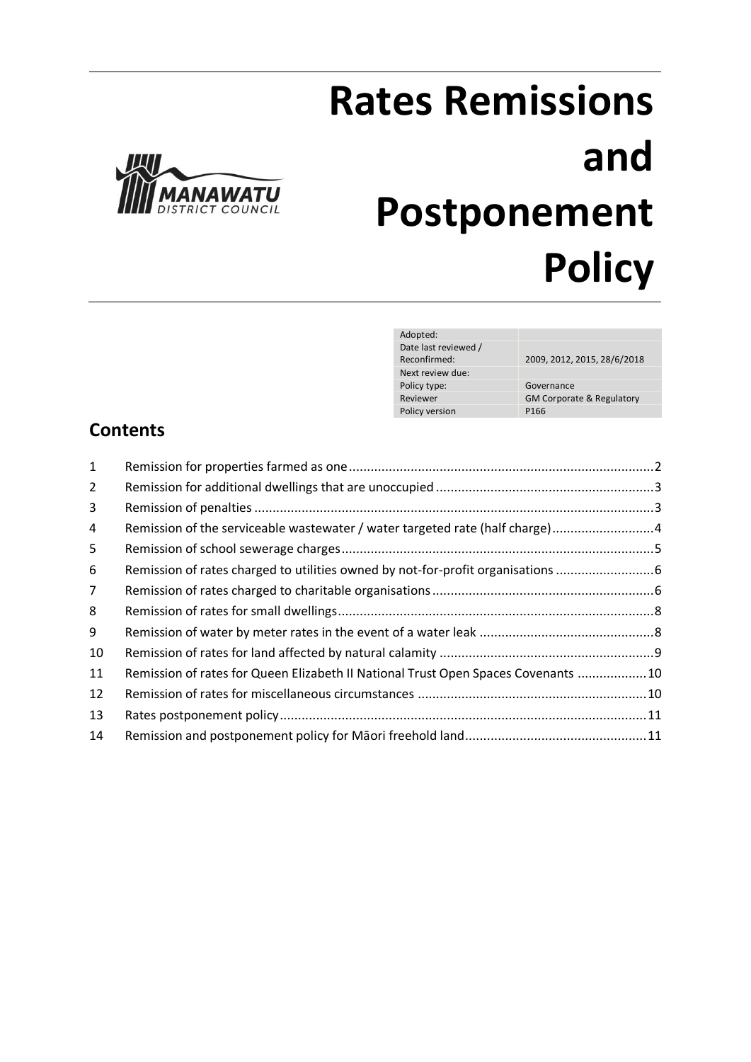# Rates Remissions and Postponement Policy

| | |
|---|---|
| Adopted: | |
| Date last reviewed / Reconfirmed: | 2009, 2012, 2015, 28/6/2018 |
| Next review due: | |
| Policy type: | Governance |
| Reviewer | GM Corporate & Regulatory |
| Policy version | P166 |

## Contents

| | | |
|---|---|---|
| 1 | Remission for properties farmed as one | 2 |
| 2 | Remission for additional dwellings that are unoccupied | 3 |
| 3 | Remission of penalties | 3 |
| 4 | Remission of the serviceable wastewater / water targeted rate (half charge) | 4 |
| 5 | Remission of school sewerage charges | 5 |
| 6 | Remission of rates charged to utilities owned by not-for-profit organisations | 6 |
| 7 | Remission of rates charged to charitable organisations | 6 |
| 8 | Remission of rates for small dwellings | 8 |
| 9 | Remission of water by meter rates in the event of a water leak | 8 |
| 10 | Remission of rates for land affected by natural calamity | 9 |
| 11 | Remission of rates for Queen Elizabeth II National Trust Open Spaces Covenants | 10 |
| 12 | Remission of rates for miscellaneous circumstances | 10 |
| 13 | Rates postponement policy | 11 |
| 14 | Remission and postponement policy for Māori freehold land | 11 |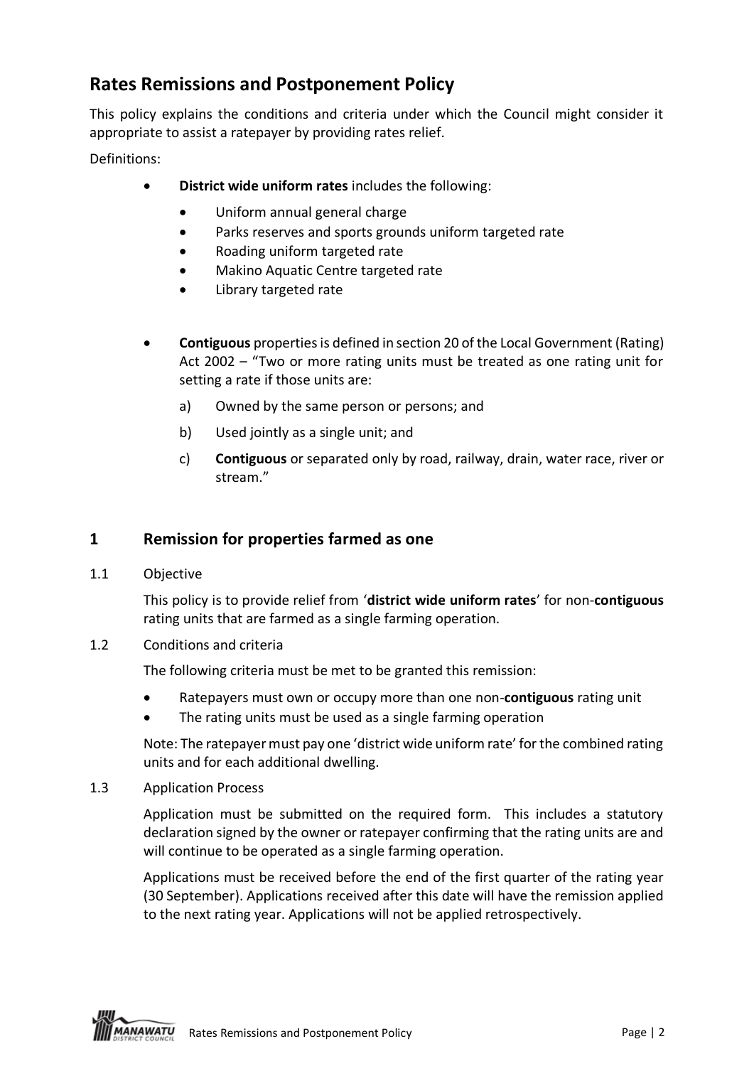# Rates Remissions and Postponement Policy

This policy explains the conditions and criteria under which the Council might consider it appropriate to assist a ratepayer by providing rates relief.

Definitions:

- **District wide uniform rates** includes the following:
  - Uniform annual general charge
  - Parks reserves and sports grounds uniform targeted rate
  - Roading uniform targeted rate
  - Makino Aquatic Centre targeted rate
  - Library targeted rate

- **Contiguous** properties is defined in section 20 of the Local Government (Rating) Act 2002 – "Two or more rating units must be treated as one rating unit for setting a rate if those units are:
  - a) Owned by the same person or persons; and
  - b) Used jointly as a single unit; and
  - c) **Contiguous** or separated only by road, railway, drain, water race, river or stream."

## 1 Remission for properties farmed as one

1.1 Objective

This policy is to provide relief from '**district wide uniform rates**' for non-**contiguous** rating units that are farmed as a single farming operation.

1.2 Conditions and criteria

The following criteria must be met to be granted this remission:

- Ratepayers must own or occupy more than one non-**contiguous** rating unit
- The rating units must be used as a single farming operation

Note: The ratepayer must pay one 'district wide uniform rate' for the combined rating units and for each additional dwelling.

1.3 Application Process

Application must be submitted on the required form. This includes a statutory declaration signed by the owner or ratepayer confirming that the rating units are and will continue to be operated as a single farming operation.

Applications must be received before the end of the first quarter of the rating year (30 September). Applications received after this date will have the remission applied to the next rating year. Applications will not be applied retrospectively.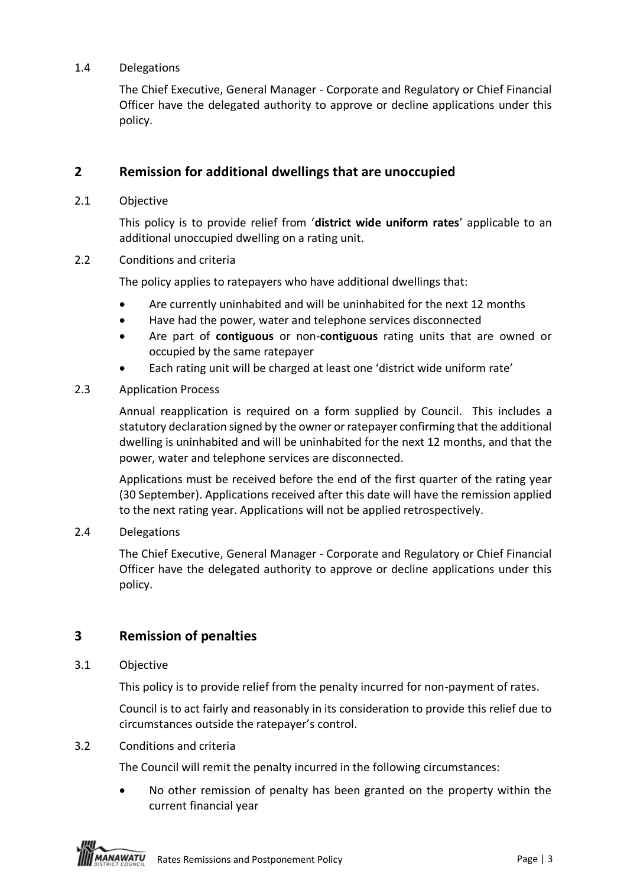### 1.4 Delegations

The Chief Executive, General Manager - Corporate and Regulatory or Chief Financial Officer have the delegated authority to approve or decline applications under this policy.

## 2 Remission for additional dwellings that are unoccupied

### 2.1 Objective

This policy is to provide relief from '**district wide uniform rates**' applicable to an additional unoccupied dwelling on a rating unit.

### 2.2 Conditions and criteria

The policy applies to ratepayers who have additional dwellings that:

- Are currently uninhabited and will be uninhabited for the next 12 months
- Have had the power, water and telephone services disconnected
- Are part of **contiguous** or non-**contiguous** rating units that are owned or occupied by the same ratepayer
- Each rating unit will be charged at least one 'district wide uniform rate'

### 2.3 Application Process

Annual reapplication is required on a form supplied by Council. This includes a statutory declaration signed by the owner or ratepayer confirming that the additional dwelling is uninhabited and will be uninhabited for the next 12 months, and that the power, water and telephone services are disconnected.

Applications must be received before the end of the first quarter of the rating year (30 September). Applications received after this date will have the remission applied to the next rating year. Applications will not be applied retrospectively.

### 2.4 Delegations

The Chief Executive, General Manager - Corporate and Regulatory or Chief Financial Officer have the delegated authority to approve or decline applications under this policy.

## 3 Remission of penalties

### 3.1 Objective

This policy is to provide relief from the penalty incurred for non-payment of rates.

Council is to act fairly and reasonably in its consideration to provide this relief due to circumstances outside the ratepayer's control.

### 3.2 Conditions and criteria

The Council will remit the penalty incurred in the following circumstances:

- No other remission of penalty has been granted on the property within the current financial year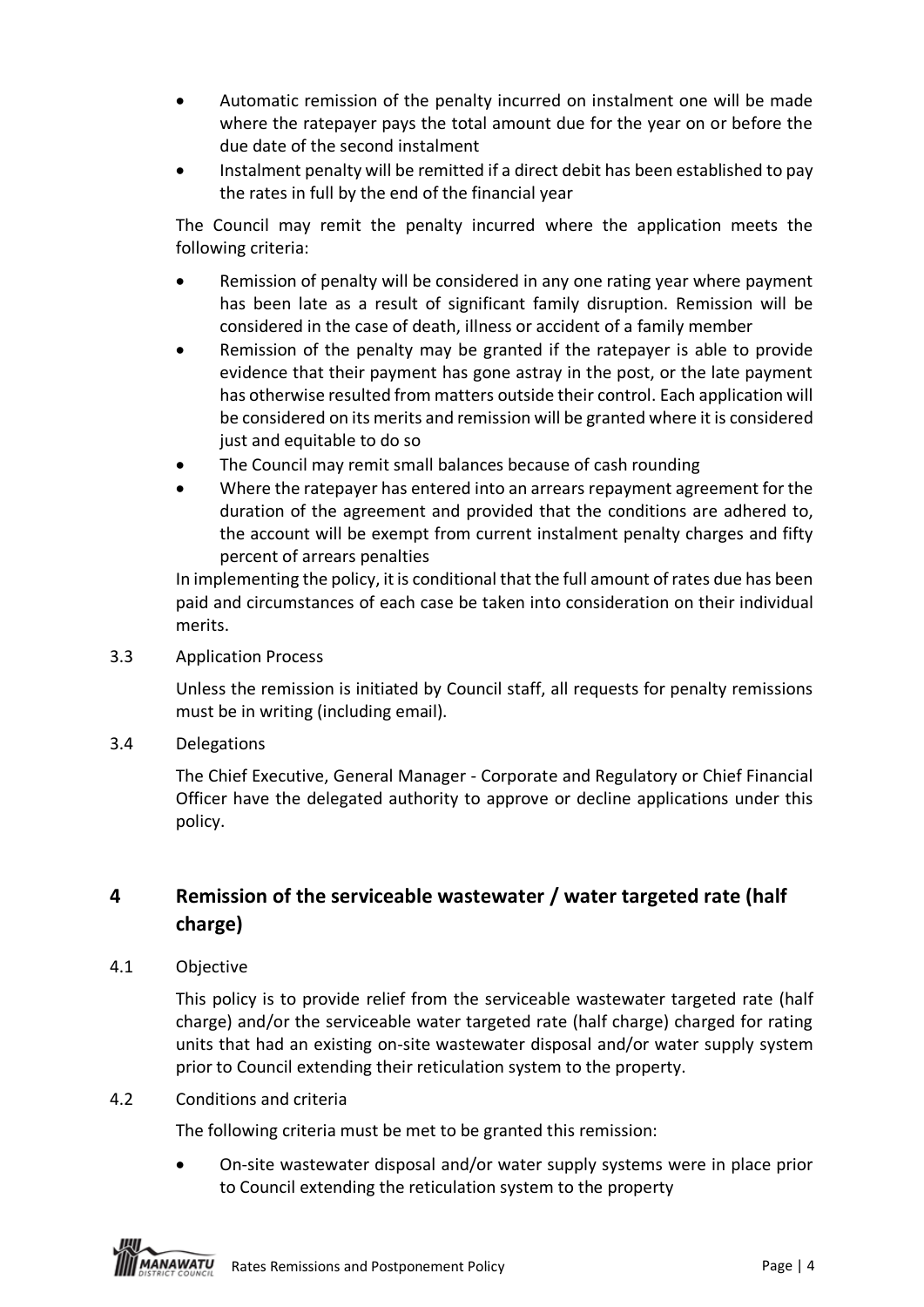- Automatic remission of the penalty incurred on instalment one will be made where the ratepayer pays the total amount due for the year on or before the due date of the second instalment
- Instalment penalty will be remitted if a direct debit has been established to pay the rates in full by the end of the financial year

The Council may remit the penalty incurred where the application meets the following criteria:

- Remission of penalty will be considered in any one rating year where payment has been late as a result of significant family disruption. Remission will be considered in the case of death, illness or accident of a family member
- Remission of the penalty may be granted if the ratepayer is able to provide evidence that their payment has gone astray in the post, or the late payment has otherwise resulted from matters outside their control. Each application will be considered on its merits and remission will be granted where it is considered just and equitable to do so
- The Council may remit small balances because of cash rounding
- Where the ratepayer has entered into an arrears repayment agreement for the duration of the agreement and provided that the conditions are adhered to, the account will be exempt from current instalment penalty charges and fifty percent of arrears penalties

In implementing the policy, it is conditional that the full amount of rates due has been paid and circumstances of each case be taken into consideration on their individual merits.

3.3 Application Process

Unless the remission is initiated by Council staff, all requests for penalty remissions must be in writing (including email).

3.4 Delegations

The Chief Executive, General Manager - Corporate and Regulatory or Chief Financial Officer have the delegated authority to approve or decline applications under this policy.

## 4 Remission of the serviceable wastewater / water targeted rate (half charge)

4.1 Objective

This policy is to provide relief from the serviceable wastewater targeted rate (half charge) and/or the serviceable water targeted rate (half charge) charged for rating units that had an existing on-site wastewater disposal and/or water supply system prior to Council extending their reticulation system to the property.

4.2 Conditions and criteria

The following criteria must be met to be granted this remission:

- On-site wastewater disposal and/or water supply systems were in place prior to Council extending the reticulation system to the property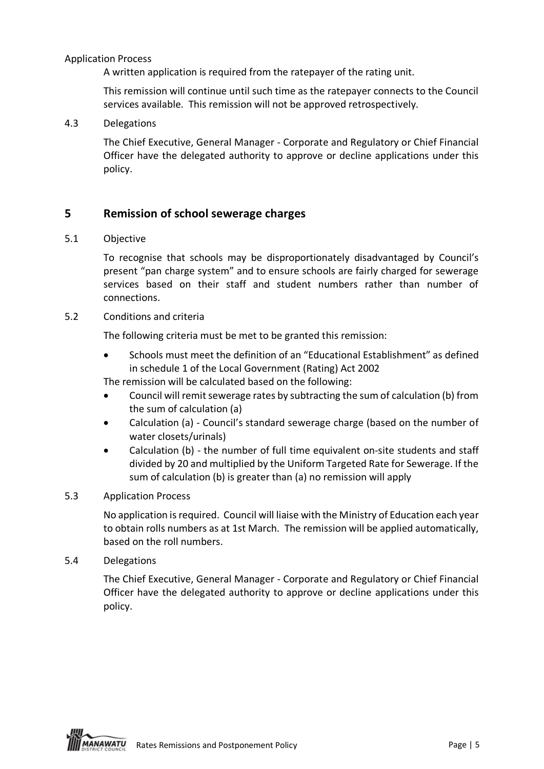Application Process

A written application is required from the ratepayer of the rating unit.

This remission will continue until such time as the ratepayer connects to the Council services available. This remission will not be approved retrospectively.

4.3 Delegations

The Chief Executive, General Manager - Corporate and Regulatory or Chief Financial Officer have the delegated authority to approve or decline applications under this policy.

## 5 Remission of school sewerage charges

5.1 Objective

To recognise that schools may be disproportionately disadvantaged by Council's present "pan charge system" and to ensure schools are fairly charged for sewerage services based on their staff and student numbers rather than number of connections.

5.2 Conditions and criteria

The following criteria must be met to be granted this remission:

- Schools must meet the definition of an "Educational Establishment" as defined in schedule 1 of the Local Government (Rating) Act 2002

The remission will be calculated based on the following:

- Council will remit sewerage rates by subtracting the sum of calculation (b) from the sum of calculation (a)
- Calculation (a) - Council's standard sewerage charge (based on the number of water closets/urinals)
- Calculation (b) - the number of full time equivalent on-site students and staff divided by 20 and multiplied by the Uniform Targeted Rate for Sewerage. If the sum of calculation (b) is greater than (a) no remission will apply

5.3 Application Process

No application is required. Council will liaise with the Ministry of Education each year to obtain rolls numbers as at 1st March. The remission will be applied automatically, based on the roll numbers.

5.4 Delegations

The Chief Executive, General Manager - Corporate and Regulatory or Chief Financial Officer have the delegated authority to approve or decline applications under this policy.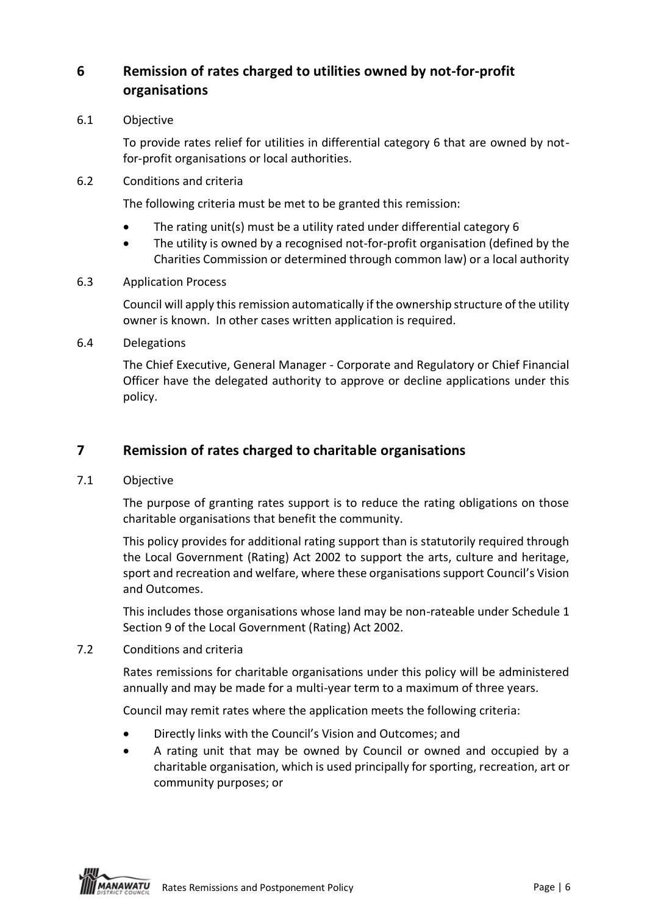## 6 Remission of rates charged to utilities owned by not-for-profit organisations

6.1 Objective

To provide rates relief for utilities in differential category 6 that are owned by not-for-profit organisations or local authorities.

6.2 Conditions and criteria

The following criteria must be met to be granted this remission:

- The rating unit(s) must be a utility rated under differential category 6
- The utility is owned by a recognised not-for-profit organisation (defined by the Charities Commission or determined through common law) or a local authority

6.3 Application Process

Council will apply this remission automatically if the ownership structure of the utility owner is known. In other cases written application is required.

6.4 Delegations

The Chief Executive, General Manager - Corporate and Regulatory or Chief Financial Officer have the delegated authority to approve or decline applications under this policy.

## 7 Remission of rates charged to charitable organisations

7.1 Objective

The purpose of granting rates support is to reduce the rating obligations on those charitable organisations that benefit the community.

This policy provides for additional rating support than is statutorily required through the Local Government (Rating) Act 2002 to support the arts, culture and heritage, sport and recreation and welfare, where these organisations support Council's Vision and Outcomes.

This includes those organisations whose land may be non-rateable under Schedule 1 Section 9 of the Local Government (Rating) Act 2002.

7.2 Conditions and criteria

Rates remissions for charitable organisations under this policy will be administered annually and may be made for a multi-year term to a maximum of three years.

Council may remit rates where the application meets the following criteria:

- Directly links with the Council's Vision and Outcomes; and
- A rating unit that may be owned by Council or owned and occupied by a charitable organisation, which is used principally for sporting, recreation, art or community purposes; or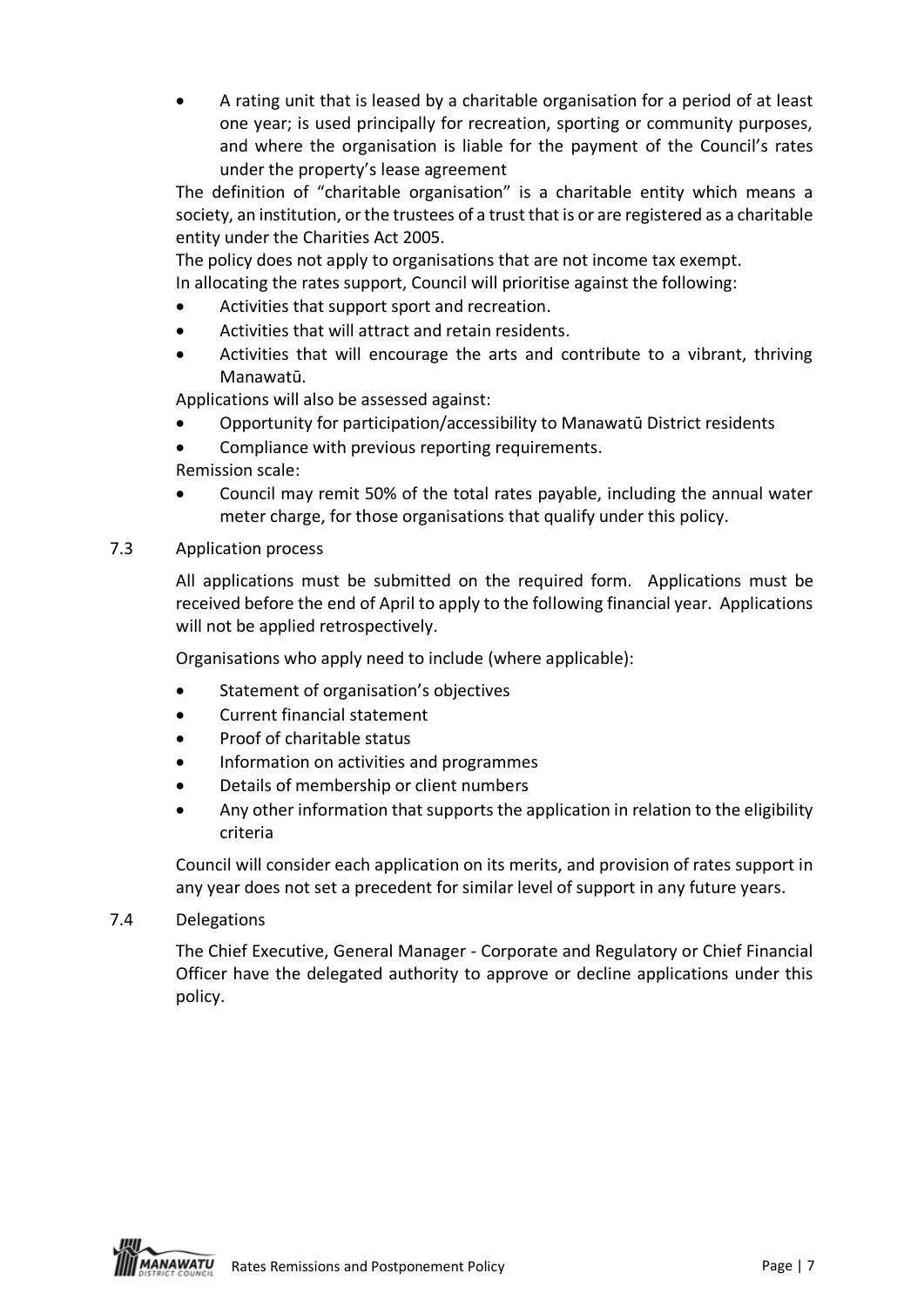- A rating unit that is leased by a charitable organisation for a period of at least one year; is used principally for recreation, sporting or community purposes, and where the organisation is liable for the payment of the Council's rates under the property's lease agreement

The definition of "charitable organisation" is a charitable entity which means a society, an institution, or the trustees of a trust that is or are registered as a charitable entity under the Charities Act 2005.

The policy does not apply to organisations that are not income tax exempt.

In allocating the rates support, Council will prioritise against the following:

- Activities that support sport and recreation.
- Activities that will attract and retain residents.
- Activities that will encourage the arts and contribute to a vibrant, thriving Manawatū.

Applications will also be assessed against:

- Opportunity for participation/accessibility to Manawatū District residents
- Compliance with previous reporting requirements.

Remission scale:

- Council may remit 50% of the total rates payable, including the annual water meter charge, for those organisations that qualify under this policy.

### 7.3 Application process

All applications must be submitted on the required form. Applications must be received before the end of April to apply to the following financial year. Applications will not be applied retrospectively.

Organisations who apply need to include (where applicable):

- Statement of organisation's objectives
- Current financial statement
- Proof of charitable status
- Information on activities and programmes
- Details of membership or client numbers
- Any other information that supports the application in relation to the eligibility criteria

Council will consider each application on its merits, and provision of rates support in any year does not set a precedent for similar level of support in any future years.

### 7.4 Delegations

The Chief Executive, General Manager - Corporate and Regulatory or Chief Financial Officer have the delegated authority to approve or decline applications under this policy.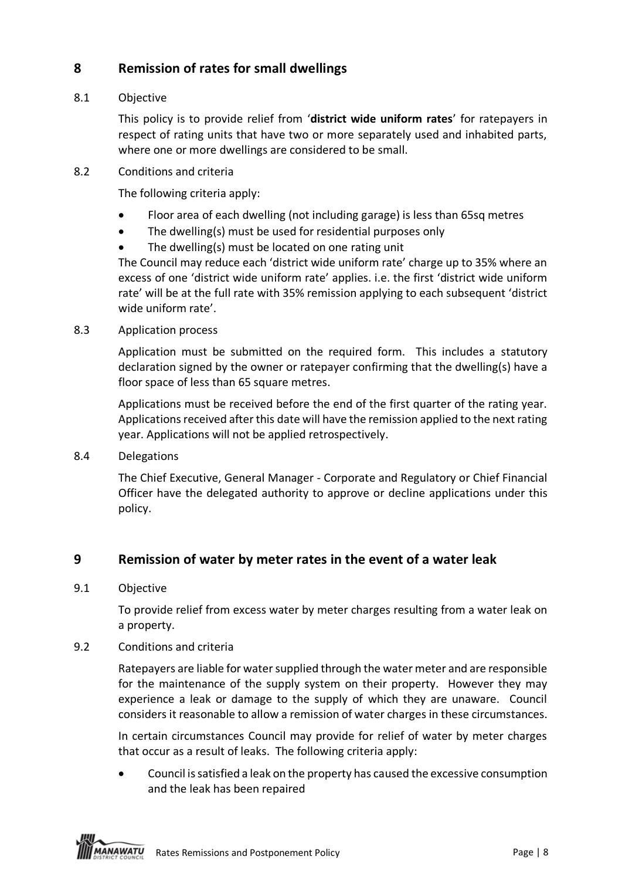## 8 Remission of rates for small dwellings

### 8.1 Objective

This policy is to provide relief from '**district wide uniform rates**' for ratepayers in respect of rating units that have two or more separately used and inhabited parts, where one or more dwellings are considered to be small.

### 8.2 Conditions and criteria

The following criteria apply:

- Floor area of each dwelling (not including garage) is less than 65sq metres
- The dwelling(s) must be used for residential purposes only
- The dwelling(s) must be located on one rating unit

The Council may reduce each 'district wide uniform rate' charge up to 35% where an excess of one 'district wide uniform rate' applies. i.e. the first 'district wide uniform rate' will be at the full rate with 35% remission applying to each subsequent 'district wide uniform rate'.

### 8.3 Application process

Application must be submitted on the required form. This includes a statutory declaration signed by the owner or ratepayer confirming that the dwelling(s) have a floor space of less than 65 square metres.

Applications must be received before the end of the first quarter of the rating year. Applications received after this date will have the remission applied to the next rating year. Applications will not be applied retrospectively.

### 8.4 Delegations

The Chief Executive, General Manager - Corporate and Regulatory or Chief Financial Officer have the delegated authority to approve or decline applications under this policy.

## 9 Remission of water by meter rates in the event of a water leak

### 9.1 Objective

To provide relief from excess water by meter charges resulting from a water leak on a property.

### 9.2 Conditions and criteria

Ratepayers are liable for water supplied through the water meter and are responsible for the maintenance of the supply system on their property. However they may experience a leak or damage to the supply of which they are unaware. Council considers it reasonable to allow a remission of water charges in these circumstances.

In certain circumstances Council may provide for relief of water by meter charges that occur as a result of leaks. The following criteria apply:

- Council is satisfied a leak on the property has caused the excessive consumption and the leak has been repaired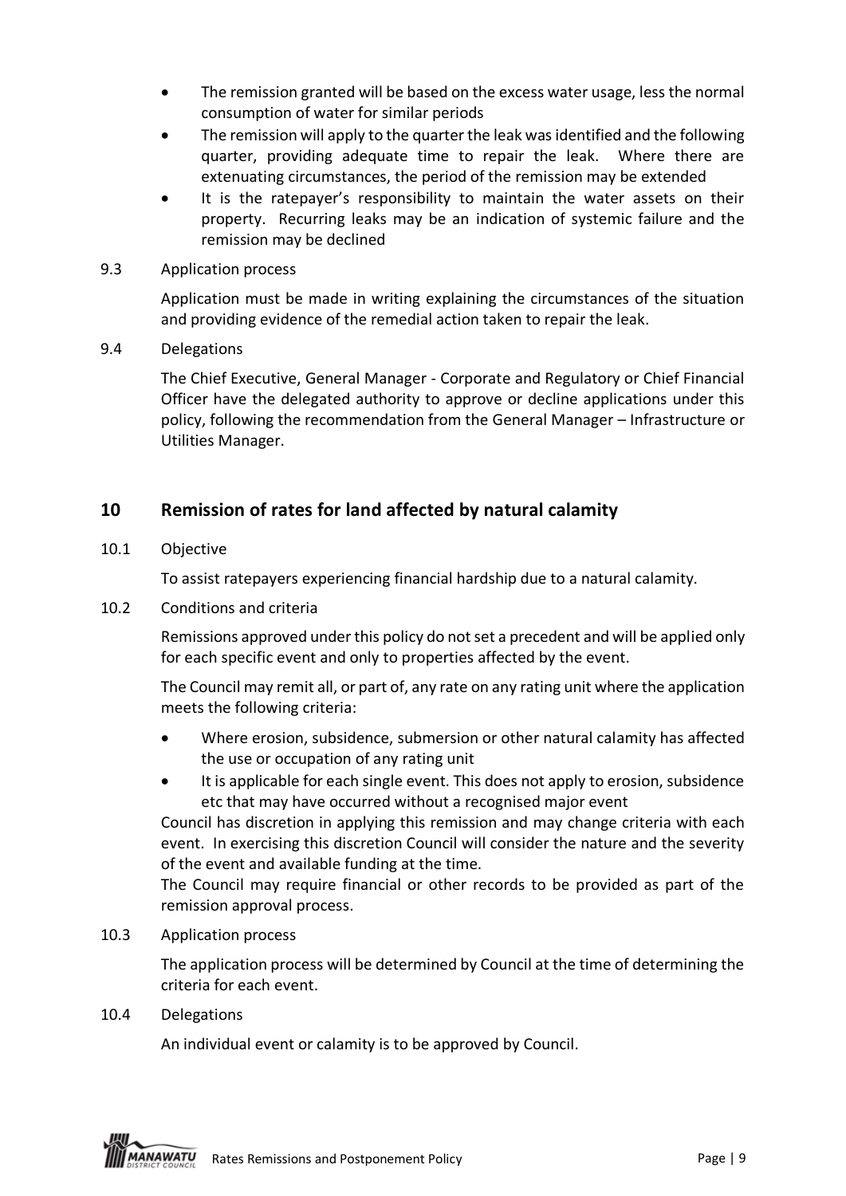- The remission granted will be based on the excess water usage, less the normal consumption of water for similar periods
- The remission will apply to the quarter the leak was identified and the following quarter, providing adequate time to repair the leak. Where there are extenuating circumstances, the period of the remission may be extended
- It is the ratepayer's responsibility to maintain the water assets on their property. Recurring leaks may be an indication of systemic failure and the remission may be declined

9.3 Application process

Application must be made in writing explaining the circumstances of the situation and providing evidence of the remedial action taken to repair the leak.

9.4 Delegations

The Chief Executive, General Manager - Corporate and Regulatory or Chief Financial Officer have the delegated authority to approve or decline applications under this policy, following the recommendation from the General Manager – Infrastructure or Utilities Manager.

## 10 Remission of rates for land affected by natural calamity

10.1 Objective

To assist ratepayers experiencing financial hardship due to a natural calamity.

10.2 Conditions and criteria

Remissions approved under this policy do not set a precedent and will be applied only for each specific event and only to properties affected by the event.

The Council may remit all, or part of, any rate on any rating unit where the application meets the following criteria:

- Where erosion, subsidence, submersion or other natural calamity has affected the use or occupation of any rating unit
- It is applicable for each single event. This does not apply to erosion, subsidence etc that may have occurred without a recognised major event

Council has discretion in applying this remission and may change criteria with each event. In exercising this discretion Council will consider the nature and the severity of the event and available funding at the time.

The Council may require financial or other records to be provided as part of the remission approval process.

10.3 Application process

The application process will be determined by Council at the time of determining the criteria for each event.

10.4 Delegations

An individual event or calamity is to be approved by Council.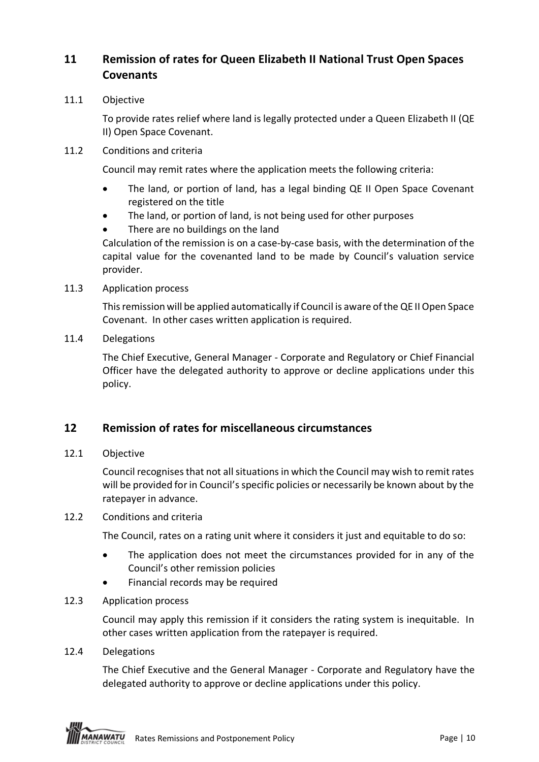## 11 Remission of rates for Queen Elizabeth II National Trust Open Spaces Covenants

11.1 Objective

To provide rates relief where land is legally protected under a Queen Elizabeth II (QE II) Open Space Covenant.

11.2 Conditions and criteria

Council may remit rates where the application meets the following criteria:

- The land, or portion of land, has a legal binding QE II Open Space Covenant registered on the title
- The land, or portion of land, is not being used for other purposes
- There are no buildings on the land

Calculation of the remission is on a case-by-case basis, with the determination of the capital value for the covenanted land to be made by Council's valuation service provider.

11.3 Application process

This remission will be applied automatically if Council is aware of the QE II Open Space Covenant. In other cases written application is required.

11.4 Delegations

The Chief Executive, General Manager - Corporate and Regulatory or Chief Financial Officer have the delegated authority to approve or decline applications under this policy.

## 12 Remission of rates for miscellaneous circumstances

12.1 Objective

Council recognises that not all situations in which the Council may wish to remit rates will be provided for in Council's specific policies or necessarily be known about by the ratepayer in advance.

12.2 Conditions and criteria

The Council, rates on a rating unit where it considers it just and equitable to do so:

- The application does not meet the circumstances provided for in any of the Council's other remission policies
- Financial records may be required

12.3 Application process

Council may apply this remission if it considers the rating system is inequitable. In other cases written application from the ratepayer is required.

12.4 Delegations

The Chief Executive and the General Manager - Corporate and Regulatory have the delegated authority to approve or decline applications under this policy.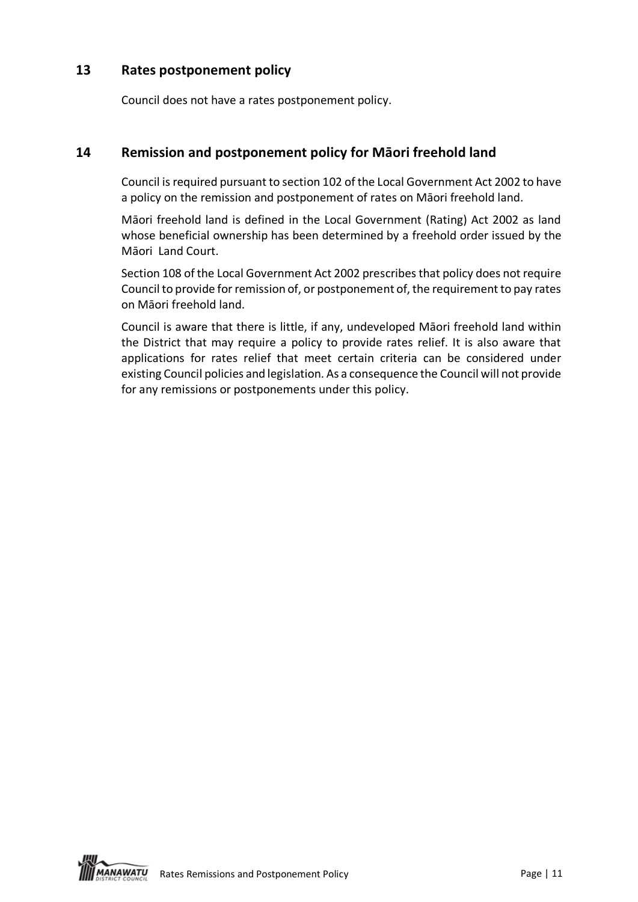## 13 Rates postponement policy

Council does not have a rates postponement policy.

## 14 Remission and postponement policy for Māori freehold land

Council is required pursuant to section 102 of the Local Government Act 2002 to have a policy on the remission and postponement of rates on Māori freehold land.

Māori freehold land is defined in the Local Government (Rating) Act 2002 as land whose beneficial ownership has been determined by a freehold order issued by the Māori Land Court.

Section 108 of the Local Government Act 2002 prescribes that policy does not require Council to provide for remission of, or postponement of, the requirement to pay rates on Māori freehold land.

Council is aware that there is little, if any, undeveloped Māori freehold land within the District that may require a policy to provide rates relief. It is also aware that applications for rates relief that meet certain criteria can be considered under existing Council policies and legislation. As a consequence the Council will not provide for any remissions or postponements under this policy.